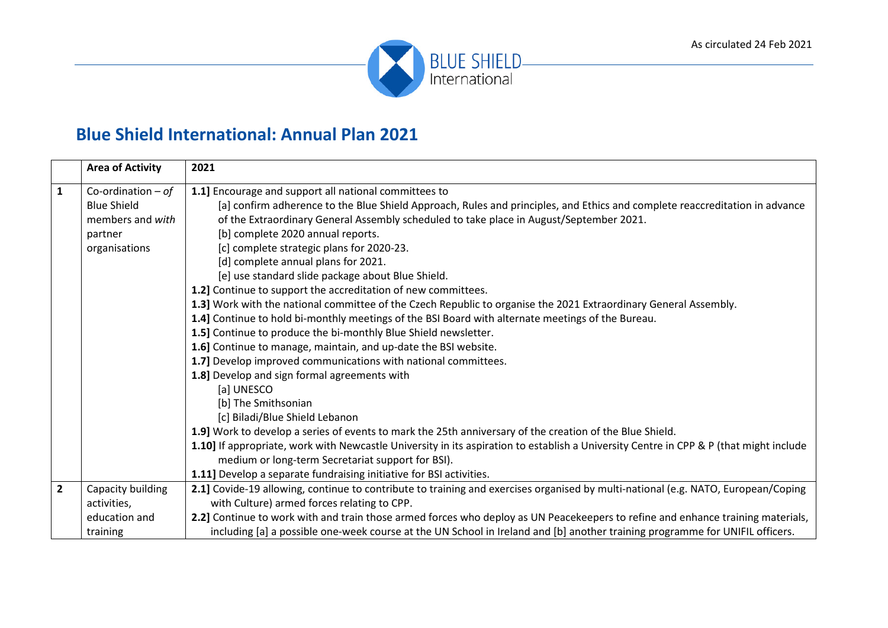As circulated 24 Feb 2021

# Blue Shield International: Annual Plan 2021

| | Area of Activity | 2021 |
|---|---|---|
| 1 | Co-ordination – *of* Blue Shield members and *with* partner organisations | **1.1]** Encourage and support all national committees to<br>[a] confirm adherence to the Blue Shield Approach, Rules and principles, and Ethics and complete reaccreditation in advance of the Extraordinary General Assembly scheduled to take place in August/September 2021.<br>[b] complete 2020 annual reports.<br>[c] complete strategic plans for 2020-23.<br>[d] complete annual plans for 2021.<br>[e] use standard slide package about Blue Shield.<br>**1.2]** Continue to support the accreditation of new committees.<br>**1.3]** Work with the national committee of the Czech Republic to organise the 2021 Extraordinary General Assembly.<br>**1.4]** Continue to hold bi-monthly meetings of the BSI Board with alternate meetings of the Bureau.<br>**1.5]** Continue to produce the bi-monthly Blue Shield newsletter.<br>**1.6]** Continue to manage, maintain, and up-date the BSI website.<br>**1.7]** Develop improved communications with national committees.<br>**1.8]** Develop and sign formal agreements with<br>[a] UNESCO<br>[b] The Smithsonian<br>[c] Biladi/Blue Shield Lebanon<br>**1.9]** Work to develop a series of events to mark the 25th anniversary of the creation of the Blue Shield.<br>**1.10]** If appropriate, work with Newcastle University in its aspiration to establish a University Centre in CPP & P (that might include medium or long-term Secretariat support for BSI).<br>**1.11]** Develop a separate fundraising initiative for BSI activities. |
| 2 | Capacity building activities, education and training | **2.1]** Covide-19 allowing, continue to contribute to training and exercises organised by multi-national (e.g. NATO, European/Coping with Culture) armed forces relating to CPP.<br>**2.2]** Continue to work with and train those armed forces who deploy as UN Peacekeepers to refine and enhance training materials, including [a] a possible one-week course at the UN School in Ireland and [b] another training programme for UNIFIL officers. |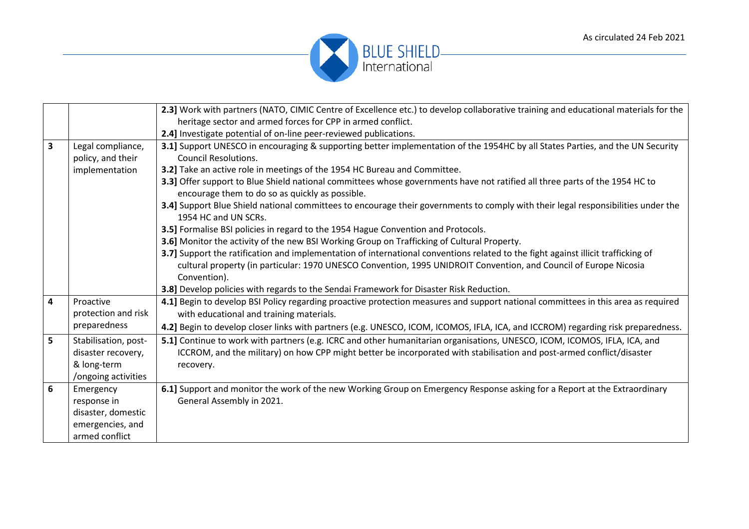| | | |
|---|---|---|
| | | **2.3]** Work with partners (NATO, CIMIC Centre of Excellence etc.) to develop collaborative training and educational materials for the heritage sector and armed forces for CPP in armed conflict.<br>**2.4]** Investigate potential of on-line peer-reviewed publications. |
| **3** | Legal compliance, policy, and their implementation | **3.1]** Support UNESCO in encouraging & supporting better implementation of the 1954HC by all States Parties, and the UN Security Council Resolutions.<br>**3.2]** Take an active role in meetings of the 1954 HC Bureau and Committee.<br>**3.3]** Offer support to Blue Shield national committees whose governments have not ratified all three parts of the 1954 HC to encourage them to do so as quickly as possible.<br>**3.4]** Support Blue Shield national committees to encourage their governments to comply with their legal responsibilities under the 1954 HC and UN SCRs.<br>**3.5]** Formalise BSI policies in regard to the 1954 Hague Convention and Protocols.<br>**3.6]** Monitor the activity of the new BSI Working Group on Trafficking of Cultural Property.<br>**3.7]** Support the ratification and implementation of international conventions related to the fight against illicit trafficking of cultural property (in particular: 1970 UNESCO Convention, 1995 UNIDROIT Convention, and Council of Europe Nicosia Convention).<br>**3.8]** Develop policies with regards to the Sendai Framework for Disaster Risk Reduction. |
| **4** | Proactive protection and risk preparedness | **4.1]** Begin to develop BSI Policy regarding proactive protection measures and support national committees in this area as required with educational and training materials.<br>**4.2]** Begin to develop closer links with partners (e.g. UNESCO, ICOM, ICOMOS, IFLA, ICA, and ICCROM) regarding risk preparedness. |
| **5** | Stabilisation, post-disaster recovery, & long-term /ongoing activities | **5.1]** Continue to work with partners (e.g. ICRC and other humanitarian organisations, UNESCO, ICOM, ICOMOS, IFLA, ICA, and ICCROM, and the military) on how CPP might better be incorporated with stabilisation and post-armed conflict/disaster recovery. |
| **6** | Emergency response in disaster, domestic emergencies, and armed conflict | **6.1]** Support and monitor the work of the new Working Group on Emergency Response asking for a Report at the Extraordinary General Assembly in 2021. |